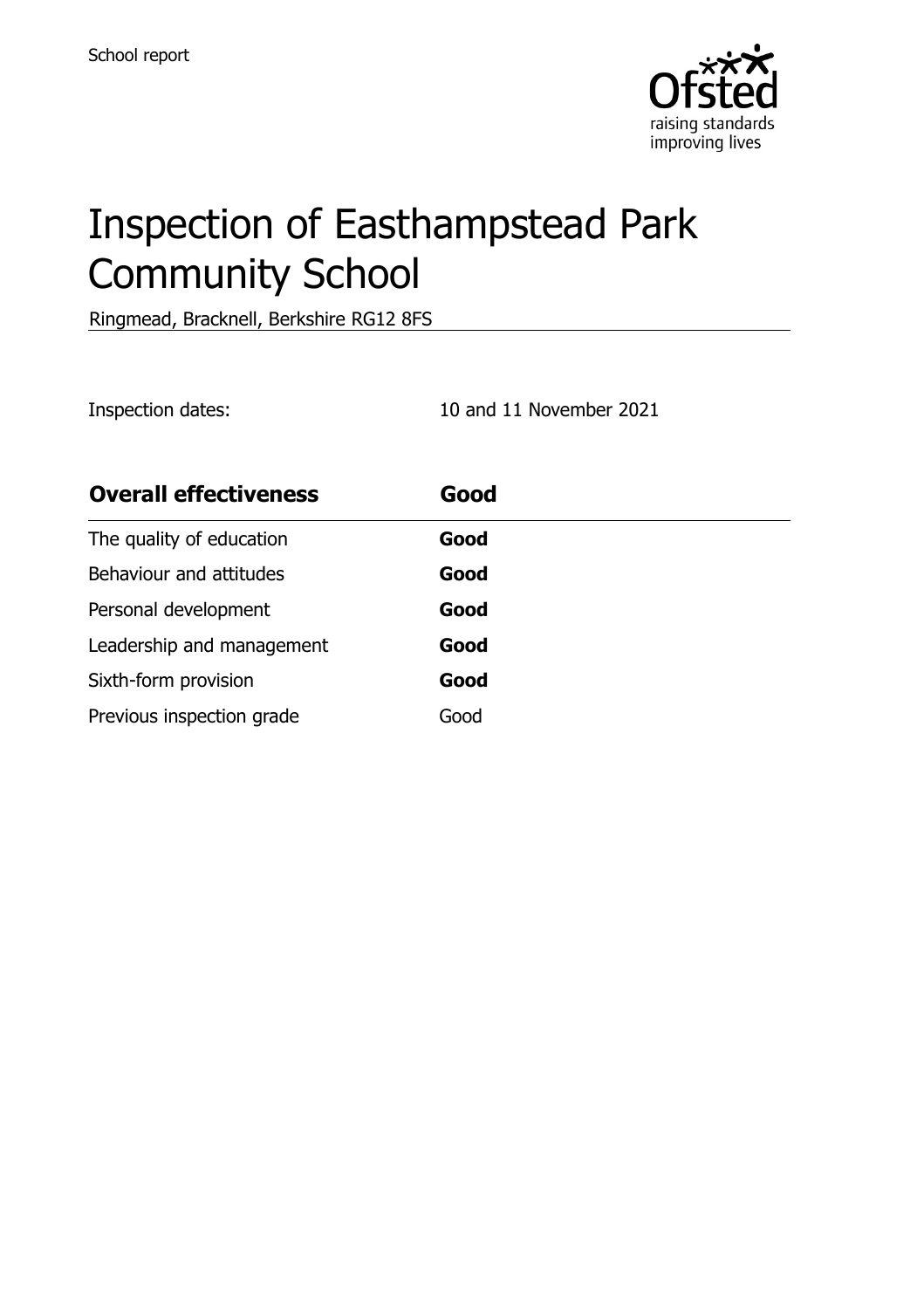School report

# Inspection of Easthampstead Park Community School

Ringmead, Bracknell, Berkshire RG12 8FS

Inspection dates: 10 and 11 November 2021

| **Overall effectiveness** | **Good** |
|---|---|
| The quality of education | **Good** |
| Behaviour and attitudes | **Good** |
| Personal development | **Good** |
| Leadership and management | **Good** |
| Sixth-form provision | **Good** |
| Previous inspection grade | Good |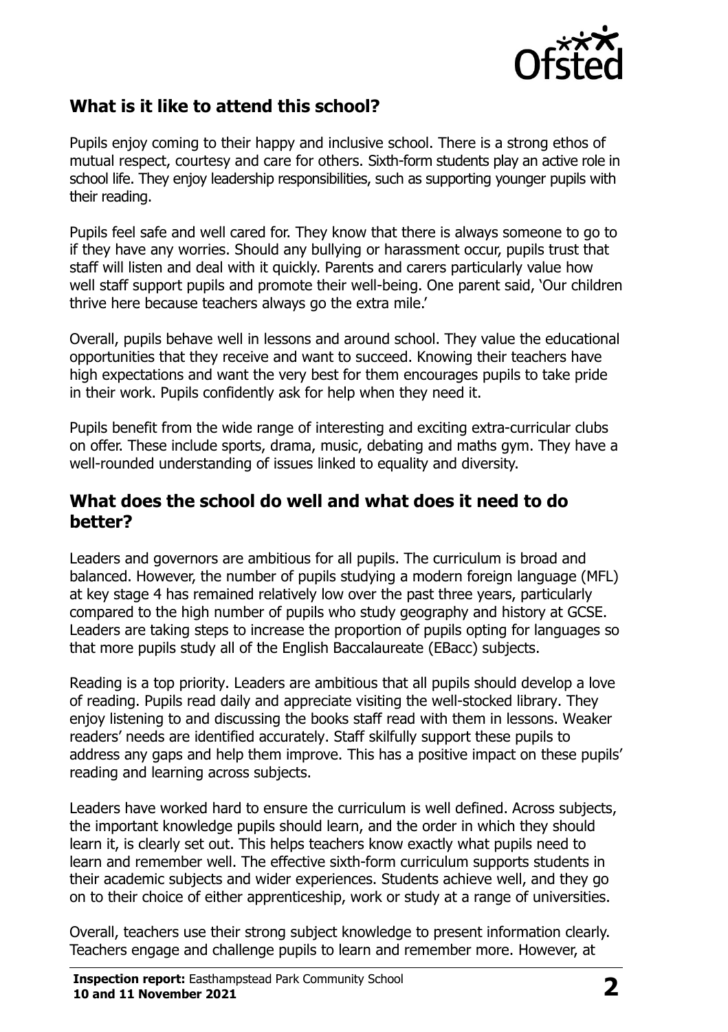## What is it like to attend this school?

Pupils enjoy coming to their happy and inclusive school. There is a strong ethos of mutual respect, courtesy and care for others. Sixth-form students play an active role in school life. They enjoy leadership responsibilities, such as supporting younger pupils with their reading.

Pupils feel safe and well cared for. They know that there is always someone to go to if they have any worries. Should any bullying or harassment occur, pupils trust that staff will listen and deal with it quickly. Parents and carers particularly value how well staff support pupils and promote their well-being. One parent said, 'Our children thrive here because teachers always go the extra mile.'

Overall, pupils behave well in lessons and around school. They value the educational opportunities that they receive and want to succeed. Knowing their teachers have high expectations and want the very best for them encourages pupils to take pride in their work. Pupils confidently ask for help when they need it.

Pupils benefit from the wide range of interesting and exciting extra-curricular clubs on offer. These include sports, drama, music, debating and maths gym. They have a well-rounded understanding of issues linked to equality and diversity.

## What does the school do well and what does it need to do better?

Leaders and governors are ambitious for all pupils. The curriculum is broad and balanced. However, the number of pupils studying a modern foreign language (MFL) at key stage 4 has remained relatively low over the past three years, particularly compared to the high number of pupils who study geography and history at GCSE. Leaders are taking steps to increase the proportion of pupils opting for languages so that more pupils study all of the English Baccalaureate (EBacc) subjects.

Reading is a top priority. Leaders are ambitious that all pupils should develop a love of reading. Pupils read daily and appreciate visiting the well-stocked library. They enjoy listening to and discussing the books staff read with them in lessons. Weaker readers' needs are identified accurately. Staff skilfully support these pupils to address any gaps and help them improve. This has a positive impact on these pupils' reading and learning across subjects.

Leaders have worked hard to ensure the curriculum is well defined. Across subjects, the important knowledge pupils should learn, and the order in which they should learn it, is clearly set out. This helps teachers know exactly what pupils need to learn and remember well. The effective sixth-form curriculum supports students in their academic subjects and wider experiences. Students achieve well, and they go on to their choice of either apprenticeship, work or study at a range of universities.

Overall, teachers use their strong subject knowledge to present information clearly. Teachers engage and challenge pupils to learn and remember more. However, at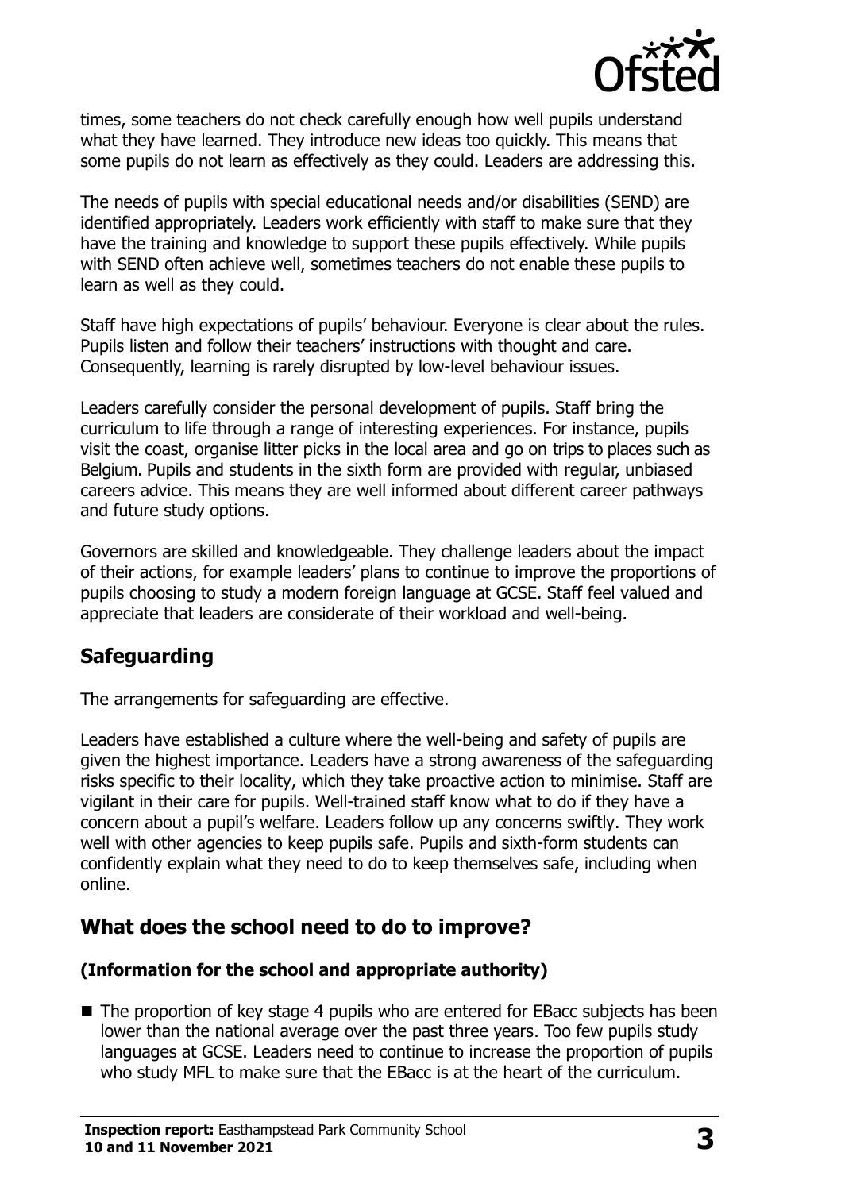times, some teachers do not check carefully enough how well pupils understand what they have learned. They introduce new ideas too quickly. This means that some pupils do not learn as effectively as they could. Leaders are addressing this.

The needs of pupils with special educational needs and/or disabilities (SEND) are identified appropriately. Leaders work efficiently with staff to make sure that they have the training and knowledge to support these pupils effectively. While pupils with SEND often achieve well, sometimes teachers do not enable these pupils to learn as well as they could.

Staff have high expectations of pupils' behaviour. Everyone is clear about the rules. Pupils listen and follow their teachers' instructions with thought and care. Consequently, learning is rarely disrupted by low-level behaviour issues.

Leaders carefully consider the personal development of pupils. Staff bring the curriculum to life through a range of interesting experiences. For instance, pupils visit the coast, organise litter picks in the local area and go on trips to places such as Belgium. Pupils and students in the sixth form are provided with regular, unbiased careers advice. This means they are well informed about different career pathways and future study options.

Governors are skilled and knowledgeable. They challenge leaders about the impact of their actions, for example leaders' plans to continue to improve the proportions of pupils choosing to study a modern foreign language at GCSE. Staff feel valued and appreciate that leaders are considerate of their workload and well-being.

## Safeguarding

The arrangements for safeguarding are effective.

Leaders have established a culture where the well-being and safety of pupils are given the highest importance. Leaders have a strong awareness of the safeguarding risks specific to their locality, which they take proactive action to minimise. Staff are vigilant in their care for pupils. Well-trained staff know what to do if they have a concern about a pupil's welfare. Leaders follow up any concerns swiftly. They work well with other agencies to keep pupils safe. Pupils and sixth-form students can confidently explain what they need to do to keep themselves safe, including when online.

## What does the school need to do to improve?

### (Information for the school and appropriate authority)

- The proportion of key stage 4 pupils who are entered for EBacc subjects has been lower than the national average over the past three years. Too few pupils study languages at GCSE. Leaders need to continue to increase the proportion of pupils who study MFL to make sure that the EBacc is at the heart of the curriculum.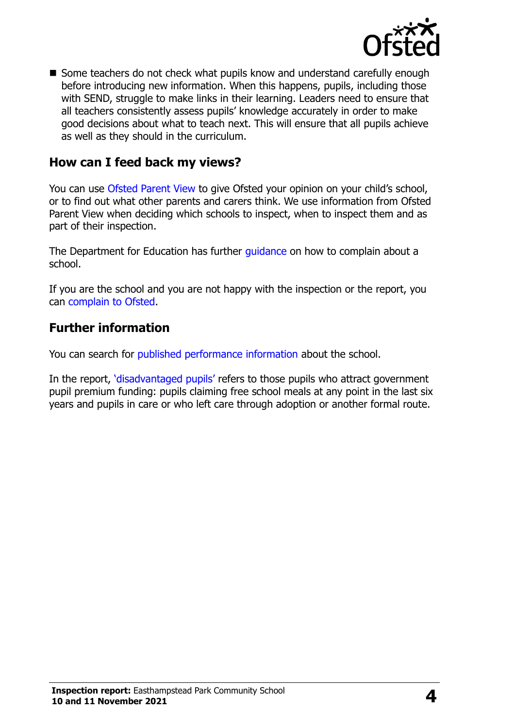- Some teachers do not check what pupils know and understand carefully enough before introducing new information. When this happens, pupils, including those with SEND, struggle to make links in their learning. Leaders need to ensure that all teachers consistently assess pupils' knowledge accurately in order to make good decisions about what to teach next. This will ensure that all pupils achieve as well as they should in the curriculum.

## How can I feed back my views?

You can use Ofsted Parent View to give Ofsted your opinion on your child's school, or to find out what other parents and carers think. We use information from Ofsted Parent View when deciding which schools to inspect, when to inspect them and as part of their inspection.

The Department for Education has further guidance on how to complain about a school.

If you are the school and you are not happy with the inspection or the report, you can complain to Ofsted.

## Further information

You can search for published performance information about the school.

In the report, 'disadvantaged pupils' refers to those pupils who attract government pupil premium funding: pupils claiming free school meals at any point in the last six years and pupils in care or who left care through adoption or another formal route.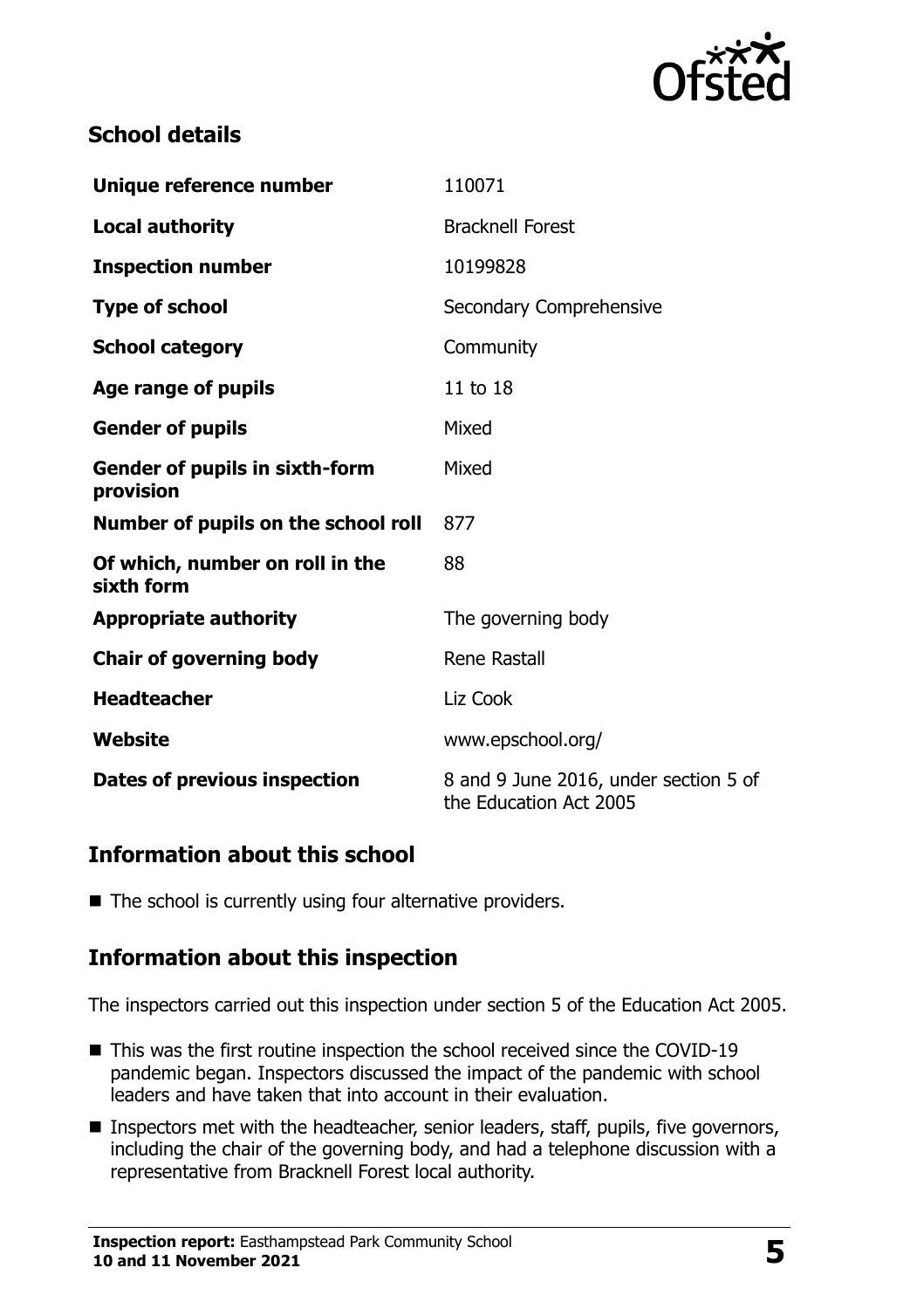## School details

| | |
|---|---|
| **Unique reference number** | 110071 |
| **Local authority** | Bracknell Forest |
| **Inspection number** | 10199828 |
| **Type of school** | Secondary Comprehensive |
| **School category** | Community |
| **Age range of pupils** | 11 to 18 |
| **Gender of pupils** | Mixed |
| **Gender of pupils in sixth-form provision** | Mixed |
| **Number of pupils on the school roll** | 877 |
| **Of which, number on roll in the sixth form** | 88 |
| **Appropriate authority** | The governing body |
| **Chair of governing body** | Rene Rastall |
| **Headteacher** | Liz Cook |
| **Website** | www.epschool.org/ |
| **Dates of previous inspection** | 8 and 9 June 2016, under section 5 of the Education Act 2005 |

## Information about this school

- The school is currently using four alternative providers.

## Information about this inspection

The inspectors carried out this inspection under section 5 of the Education Act 2005.

- This was the first routine inspection the school received since the COVID-19 pandemic began. Inspectors discussed the impact of the pandemic with school leaders and have taken that into account in their evaluation.
- Inspectors met with the headteacher, senior leaders, staff, pupils, five governors, including the chair of the governing body, and had a telephone discussion with a representative from Bracknell Forest local authority.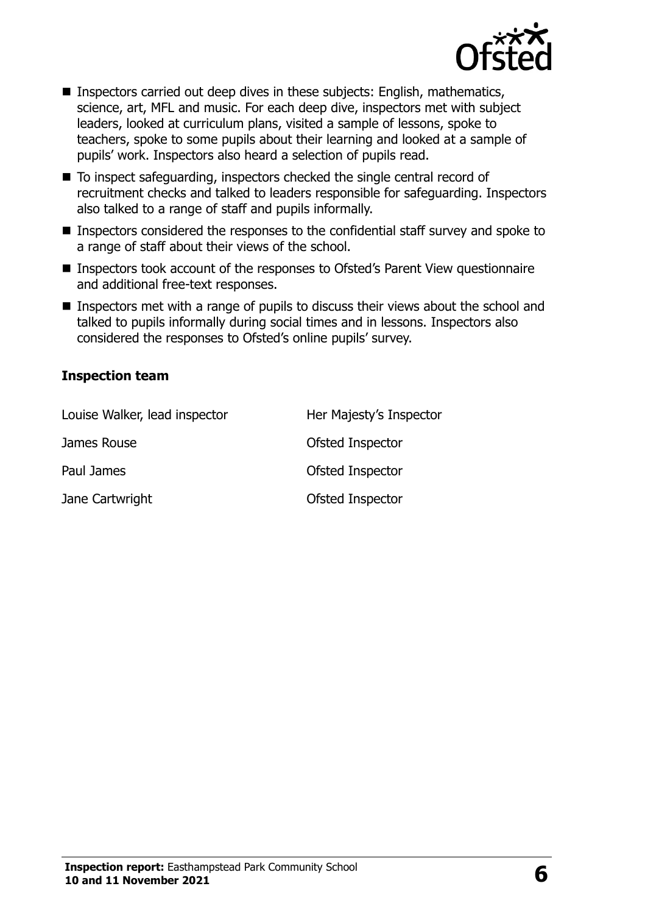- Inspectors carried out deep dives in these subjects: English, mathematics, science, art, MFL and music. For each deep dive, inspectors met with subject leaders, looked at curriculum plans, visited a sample of lessons, spoke to teachers, spoke to some pupils about their learning and looked at a sample of pupils' work. Inspectors also heard a selection of pupils read.
- To inspect safeguarding, inspectors checked the single central record of recruitment checks and talked to leaders responsible for safeguarding. Inspectors also talked to a range of staff and pupils informally.
- Inspectors considered the responses to the confidential staff survey and spoke to a range of staff about their views of the school.
- Inspectors took account of the responses to Ofsted's Parent View questionnaire and additional free-text responses.
- Inspectors met with a range of pupils to discuss their views about the school and talked to pupils informally during social times and in lessons. Inspectors also considered the responses to Ofsted's online pupils' survey.

### Inspection team

| | |
|---|---|
| Louise Walker, lead inspector | Her Majesty's Inspector |
| James Rouse | Ofsted Inspector |
| Paul James | Ofsted Inspector |
| Jane Cartwright | Ofsted Inspector |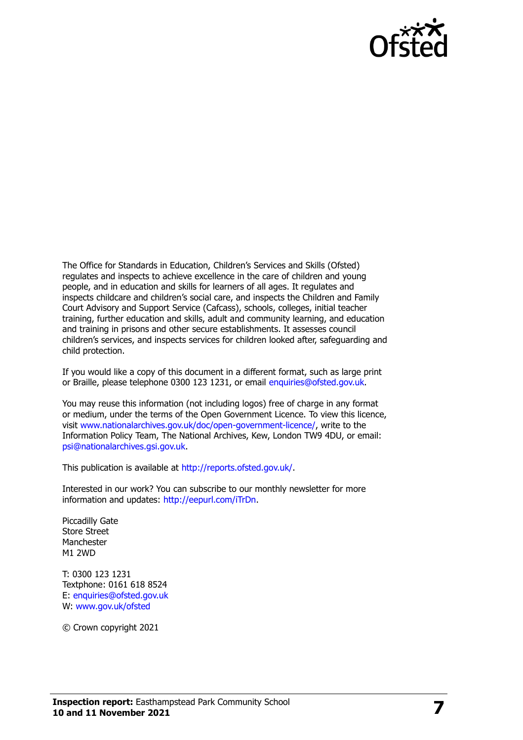The Office for Standards in Education, Children's Services and Skills (Ofsted) regulates and inspects to achieve excellence in the care of children and young people, and in education and skills for learners of all ages. It regulates and inspects childcare and children's social care, and inspects the Children and Family Court Advisory and Support Service (Cafcass), schools, colleges, initial teacher training, further education and skills, adult and community learning, and education and training in prisons and other secure establishments. It assesses council children's services, and inspects services for children looked after, safeguarding and child protection.

If you would like a copy of this document in a different format, such as large print or Braille, please telephone 0300 123 1231, or email enquiries@ofsted.gov.uk.

You may reuse this information (not including logos) free of charge in any format or medium, under the terms of the Open Government Licence. To view this licence, visit www.nationalarchives.gov.uk/doc/open-government-licence/, write to the Information Policy Team, The National Archives, Kew, London TW9 4DU, or email: psi@nationalarchives.gsi.gov.uk.

This publication is available at http://reports.ofsted.gov.uk/.

Interested in our work? You can subscribe to our monthly newsletter for more information and updates: http://eepurl.com/iTrDn.

Piccadilly Gate
Store Street
Manchester
M1 2WD

T: 0300 123 1231
Textphone: 0161 618 8524
E: enquiries@ofsted.gov.uk
W: www.gov.uk/ofsted

© Crown copyright 2021